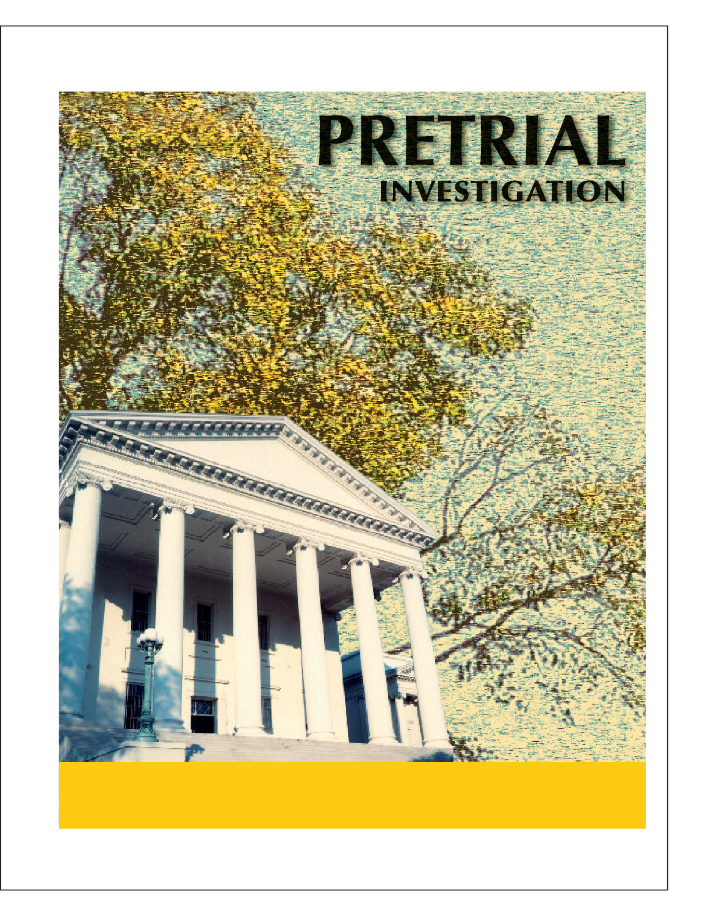# PRETRIAL

## INVESTIGATION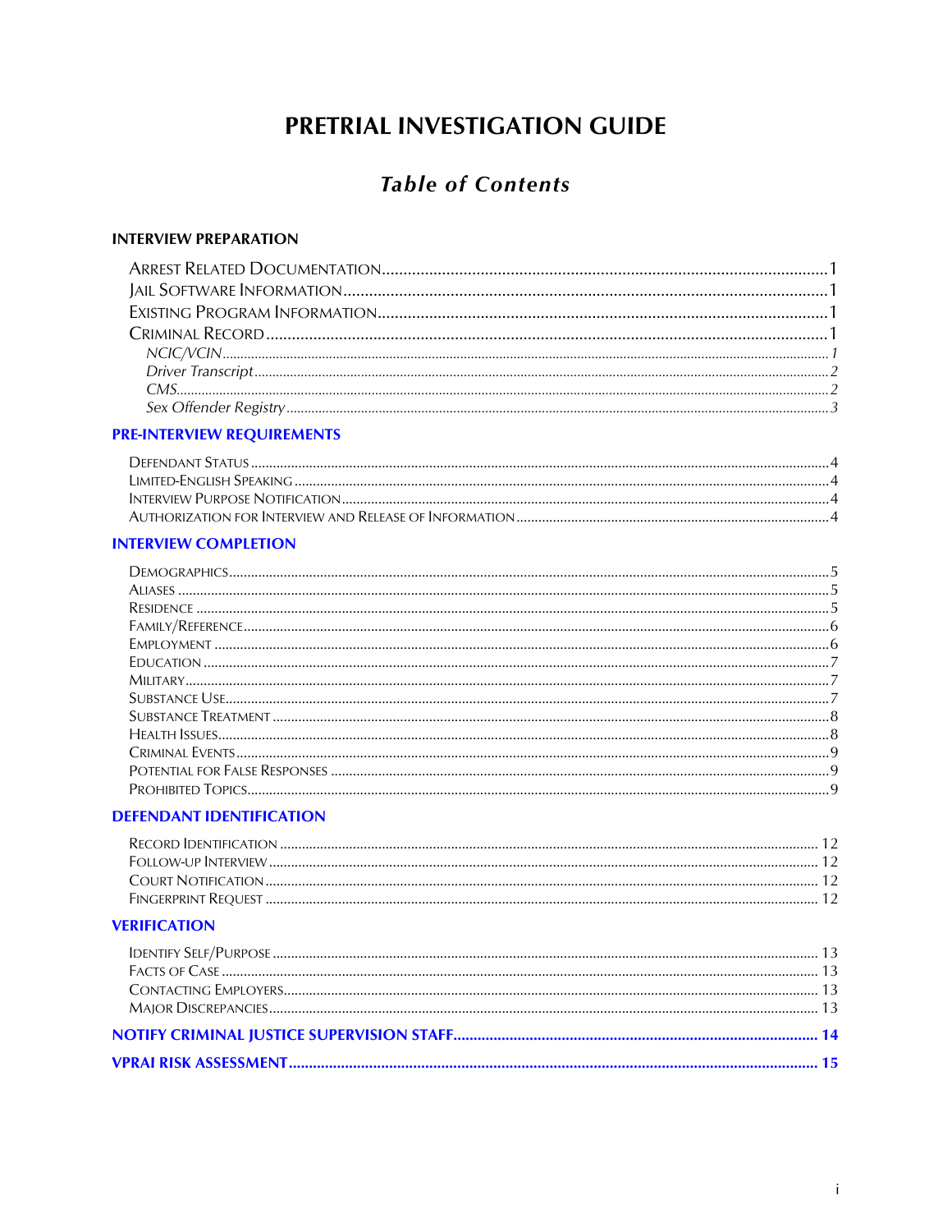# PRETRIAL INVESTIGATION GUIDE

## *Table of Contents*

**INTERVIEW PREPARATION**

- ARREST RELATED DOCUMENTATION ........ 1
- JAIL SOFTWARE INFORMATION ........ 1
- EXISTING PROGRAM INFORMATION ........ 1
- CRIMINAL RECORD ........ 1
  - *NCIC/VCIN* ........ *1*
  - *Driver Transcript* ........ *2*
  - *CMS* ........ *2*
  - *Sex Offender Registry* ........ *3*

**PRE-INTERVIEW REQUIREMENTS**

- DEFENDANT STATUS ........ 4
- LIMITED-ENGLISH SPEAKING ........ 4
- INTERVIEW PURPOSE NOTIFICATION ........ 4
- AUTHORIZATION FOR INTERVIEW AND RELEASE OF INFORMATION ........ 4

**INTERVIEW COMPLETION**

- DEMOGRAPHICS ........ 5
- ALIASES ........ 5
- RESIDENCE ........ 5
- FAMILY/REFERENCE ........ 6
- EMPLOYMENT ........ 6
- EDUCATION ........ 7
- MILITARY ........ 7
- SUBSTANCE USE ........ 7
- SUBSTANCE TREATMENT ........ 8
- HEALTH ISSUES ........ 8
- CRIMINAL EVENTS ........ 9
- POTENTIAL FOR FALSE RESPONSES ........ 9
- PROHIBITED TOPICS ........ 9

**DEFENDANT IDENTIFICATION**

- RECORD IDENTIFICATION ........ 12
- FOLLOW-UP INTERVIEW ........ 12
- COURT NOTIFICATION ........ 12
- FINGERPRINT REQUEST ........ 12

**VERIFICATION**

- IDENTIFY SELF/PURPOSE ........ 13
- FACTS OF CASE ........ 13
- CONTACTING EMPLOYERS ........ 13
- MAJOR DISCREPANCIES ........ 13

**NOTIFY CRIMINAL JUSTICE SUPERVISION STAFF ........ 14**

**VPRAI RISK ASSESSMENT ........ 15**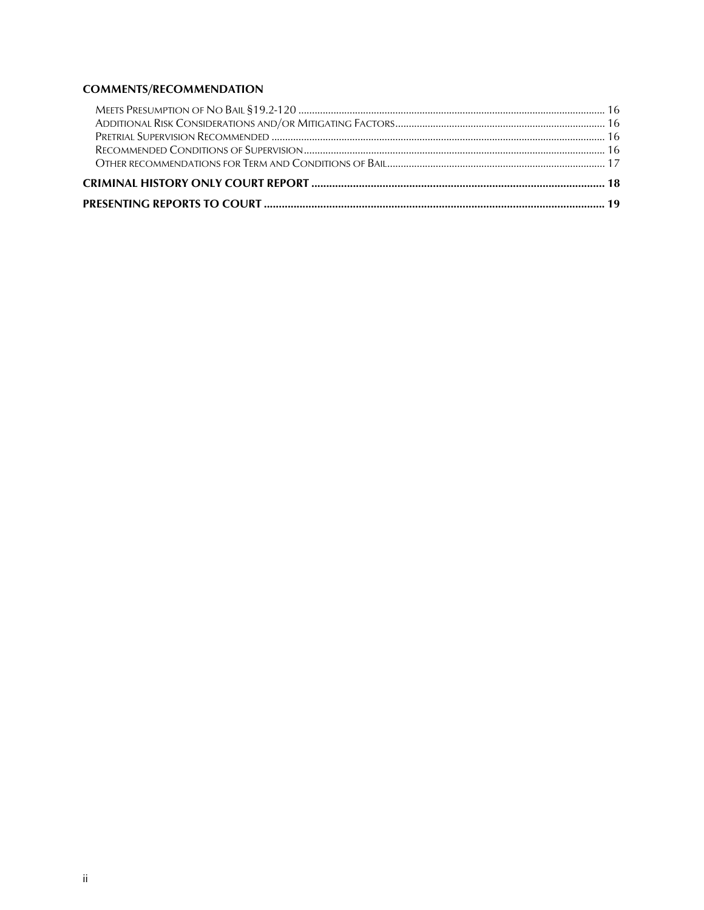**COMMENTS/RECOMMENDATION**

- Meets Presumption of No Bail §19.2-120 .......... 16
- Additional Risk Considerations and/or Mitigating Factors .......... 16
- Pretrial Supervision Recommended .......... 16
- Recommended Conditions of Supervision .......... 16
- Other recommendations for Term and Conditions of Bail .......... 17

**CRIMINAL HISTORY ONLY COURT REPORT .......... 18**

**PRESENTING REPORTS TO COURT .......... 19**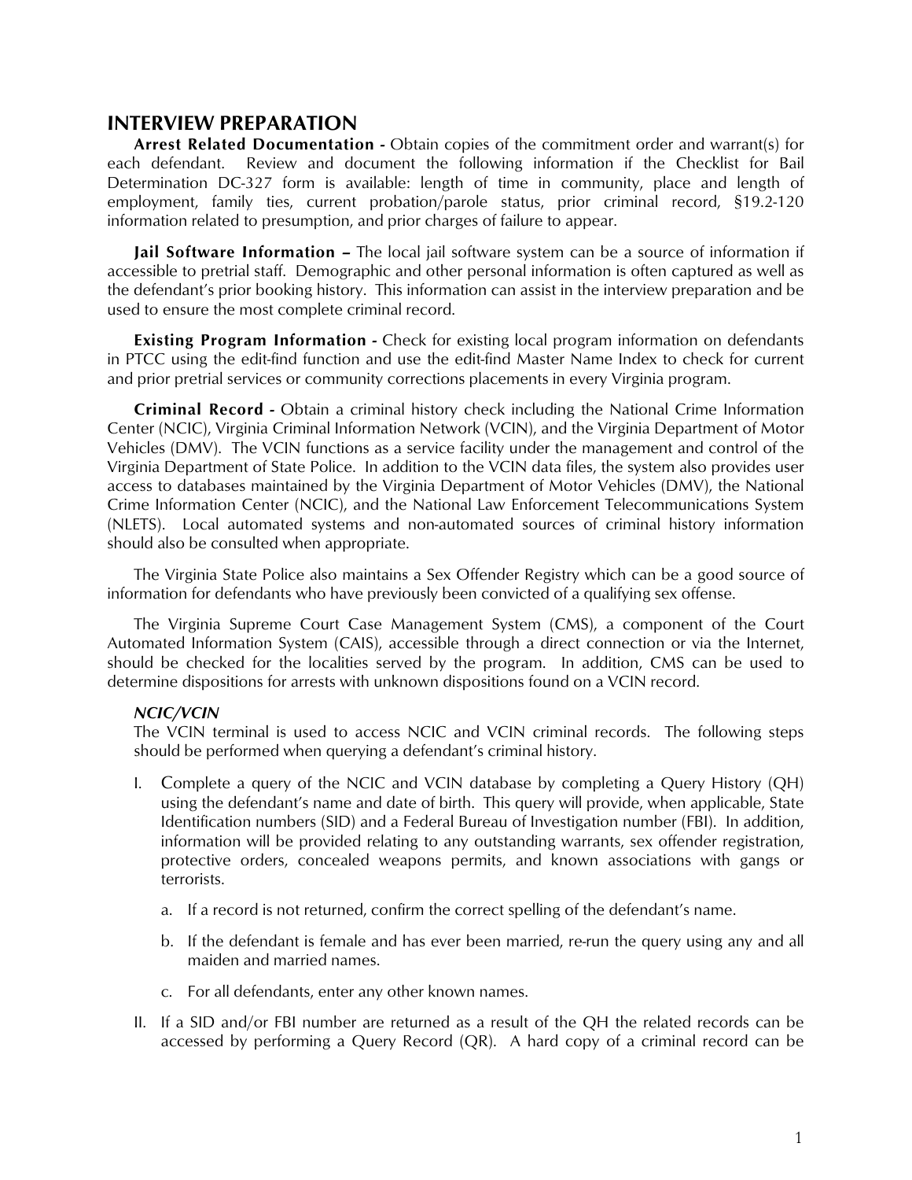## INTERVIEW PREPARATION

**Arrest Related Documentation -** Obtain copies of the commitment order and warrant(s) for each defendant. Review and document the following information if the Checklist for Bail Determination DC-327 form is available: length of time in community, place and length of employment, family ties, current probation/parole status, prior criminal record, §19.2-120 information related to presumption, and prior charges of failure to appear.

**Jail Software Information –** The local jail software system can be a source of information if accessible to pretrial staff. Demographic and other personal information is often captured as well as the defendant's prior booking history. This information can assist in the interview preparation and be used to ensure the most complete criminal record.

**Existing Program Information -** Check for existing local program information on defendants in PTCC using the edit-find function and use the edit-find Master Name Index to check for current and prior pretrial services or community corrections placements in every Virginia program.

**Criminal Record -** Obtain a criminal history check including the National Crime Information Center (NCIC), Virginia Criminal Information Network (VCIN), and the Virginia Department of Motor Vehicles (DMV). The VCIN functions as a service facility under the management and control of the Virginia Department of State Police. In addition to the VCIN data files, the system also provides user access to databases maintained by the Virginia Department of Motor Vehicles (DMV), the National Crime Information Center (NCIC), and the National Law Enforcement Telecommunications System (NLETS). Local automated systems and non-automated sources of criminal history information should also be consulted when appropriate.

The Virginia State Police also maintains a Sex Offender Registry which can be a good source of information for defendants who have previously been convicted of a qualifying sex offense.

The Virginia Supreme Court Case Management System (CMS), a component of the Court Automated Information System (CAIS), accessible through a direct connection or via the Internet, should be checked for the localities served by the program. In addition, CMS can be used to determine dispositions for arrests with unknown dispositions found on a VCIN record.

***NCIC/VCIN***

The VCIN terminal is used to access NCIC and VCIN criminal records. The following steps should be performed when querying a defendant's criminal history.

I. Complete a query of the NCIC and VCIN database by completing a Query History (QH) using the defendant's name and date of birth. This query will provide, when applicable, State Identification numbers (SID) and a Federal Bureau of Investigation number (FBI). In addition, information will be provided relating to any outstanding warrants, sex offender registration, protective orders, concealed weapons permits, and known associations with gangs or terrorists.

   a. If a record is not returned, confirm the correct spelling of the defendant's name.

   b. If the defendant is female and has ever been married, re-run the query using any and all maiden and married names.

   c. For all defendants, enter any other known names.

II. If a SID and/or FBI number are returned as a result of the QH the related records can be accessed by performing a Query Record (QR). A hard copy of a criminal record can be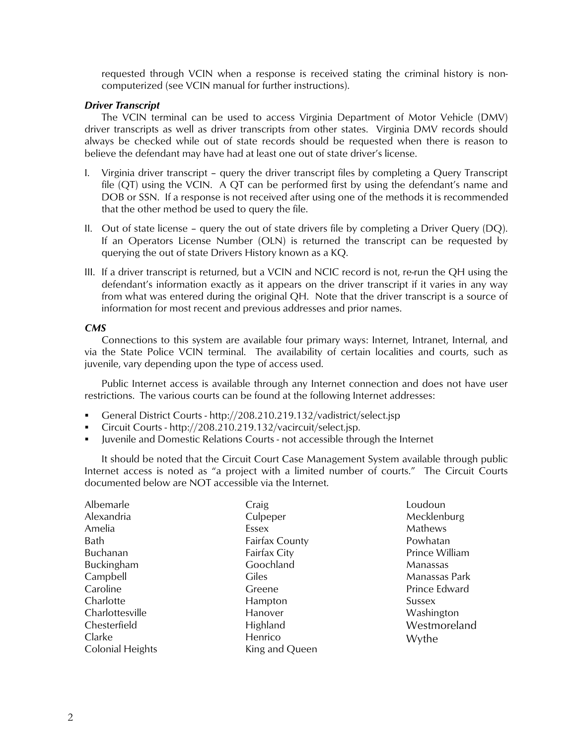requested through VCIN when a response is received stating the criminal history is non-computerized (see VCIN manual for further instructions).

### *Driver Transcript*

The VCIN terminal can be used to access Virginia Department of Motor Vehicle (DMV) driver transcripts as well as driver transcripts from other states. Virginia DMV records should always be checked while out of state records should be requested when there is reason to believe the defendant may have had at least one out of state driver's license.

I. Virginia driver transcript – query the driver transcript files by completing a Query Transcript file (QT) using the VCIN. A QT can be performed first by using the defendant's name and DOB or SSN. If a response is not received after using one of the methods it is recommended that the other method be used to query the file.

II. Out of state license – query the out of state drivers file by completing a Driver Query (DQ). If an Operators License Number (OLN) is returned the transcript can be requested by querying the out of state Drivers History known as a KQ.

III. If a driver transcript is returned, but a VCIN and NCIC record is not, re-run the QH using the defendant's information exactly as it appears on the driver transcript if it varies in any way from what was entered during the original QH. Note that the driver transcript is a source of information for most recent and previous addresses and prior names.

### *CMS*

Connections to this system are available four primary ways: Internet, Intranet, Internal, and via the State Police VCIN terminal. The availability of certain localities and courts, such as juvenile, vary depending upon the type of access used.

Public Internet access is available through any Internet connection and does not have user restrictions. The various courts can be found at the following Internet addresses:

- General District Courts - http://208.210.219.132/vadistrict/select.jsp
- Circuit Courts - http://208.210.219.132/vacircuit/select.jsp.
- Juvenile and Domestic Relations Courts - not accessible through the Internet

It should be noted that the Circuit Court Case Management System available through public Internet access is noted as "a project with a limited number of courts." The Circuit Courts documented below are NOT accessible via the Internet.

Albemarle
Alexandria
Amelia
Bath
Buchanan
Buckingham
Campbell
Caroline
Charlotte
Charlottesville
Chesterfield
Clarke
Colonial Heights
Craig
Culpeper
Essex
Fairfax County
Fairfax City
Goochland
Giles
Greene
Hampton
Hanover
Highland
Henrico
King and Queen
Loudoun
Mecklenburg
Mathews
Powhatan
Prince William
Manassas
Manassas Park
Prince Edward
Sussex
Washington
Westmoreland
Wythe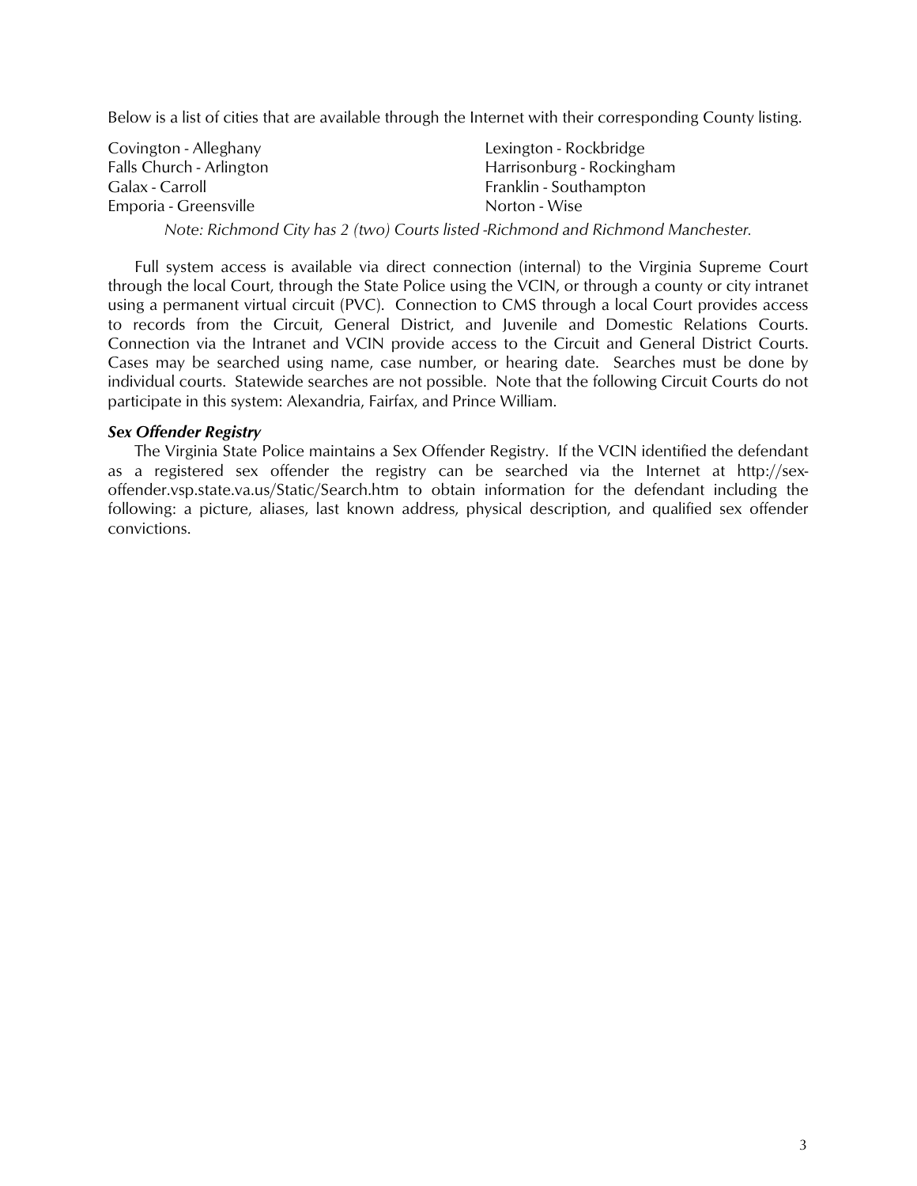Below is a list of cities that are available through the Internet with their corresponding County listing.

Covington - Alleghany
Falls Church - Arlington
Galax - Carroll
Emporia - Greensville
Lexington - Rockbridge
Harrisonburg - Rockingham
Franklin - Southampton
Norton - Wise

*Note: Richmond City has 2 (two) Courts listed -Richmond and Richmond Manchester.*

Full system access is available via direct connection (internal) to the Virginia Supreme Court through the local Court, through the State Police using the VCIN, or through a county or city intranet using a permanent virtual circuit (PVC). Connection to CMS through a local Court provides access to records from the Circuit, General District, and Juvenile and Domestic Relations Courts. Connection via the Intranet and VCIN provide access to the Circuit and General District Courts. Cases may be searched using name, case number, or hearing date. Searches must be done by individual courts. Statewide searches are not possible. Note that the following Circuit Courts do not participate in this system: Alexandria, Fairfax, and Prince William.

***Sex Offender Registry***

The Virginia State Police maintains a Sex Offender Registry. If the VCIN identified the defendant as a registered sex offender the registry can be searched via the Internet at http://sex-offender.vsp.state.va.us/Static/Search.htm to obtain information for the defendant including the following: a picture, aliases, last known address, physical description, and qualified sex offender convictions.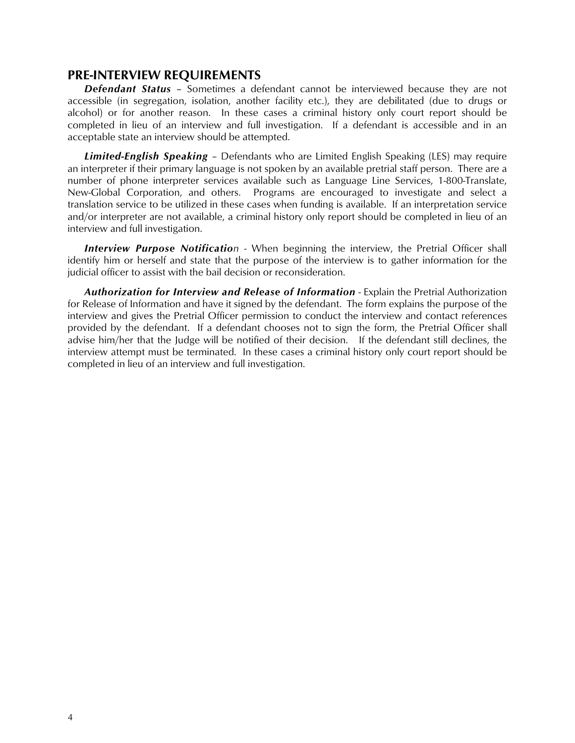## PRE-INTERVIEW REQUIREMENTS

***Defendant Status*** – Sometimes a defendant cannot be interviewed because they are not accessible (in segregation, isolation, another facility etc.), they are debilitated (due to drugs or alcohol) or for another reason. In these cases a criminal history only court report should be completed in lieu of an interview and full investigation. If a defendant is accessible and in an acceptable state an interview should be attempted.

***Limited-English Speaking*** – Defendants who are Limited English Speaking (LES) may require an interpreter if their primary language is not spoken by an available pretrial staff person. There are a number of phone interpreter services available such as Language Line Services, 1-800-Translate, New-Global Corporation, and others. Programs are encouraged to investigate and select a translation service to be utilized in these cases when funding is available. If an interpretation service and/or interpreter are not available, a criminal history only report should be completed in lieu of an interview and full investigation.

***Interview Purpose Notification*** - When beginning the interview, the Pretrial Officer shall identify him or herself and state that the purpose of the interview is to gather information for the judicial officer to assist with the bail decision or reconsideration.

***Authorization for Interview and Release of Information*** - Explain the Pretrial Authorization for Release of Information and have it signed by the defendant. The form explains the purpose of the interview and gives the Pretrial Officer permission to conduct the interview and contact references provided by the defendant. If a defendant chooses not to sign the form, the Pretrial Officer shall advise him/her that the Judge will be notified of their decision. If the defendant still declines, the interview attempt must be terminated. In these cases a criminal history only court report should be completed in lieu of an interview and full investigation.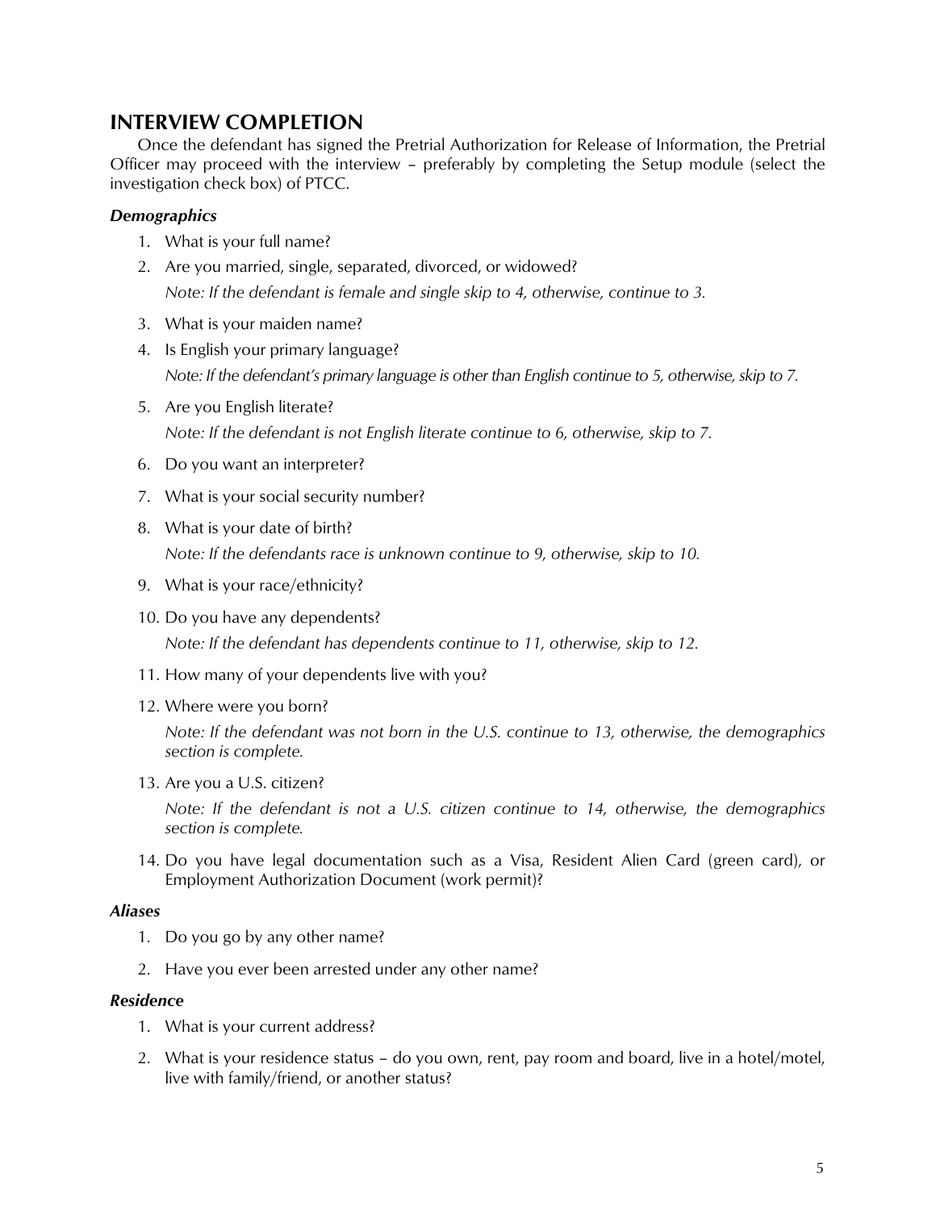## INTERVIEW COMPLETION

Once the defendant has signed the Pretrial Authorization for Release of Information, the Pretrial Officer may proceed with the interview – preferably by completing the Setup module (select the investigation check box) of PTCC.

### *Demographics*

1. What is your full name?
2. Are you married, single, separated, divorced, or widowed?

   *Note: If the defendant is female and single skip to 4, otherwise, continue to 3.*

3. What is your maiden name?
4. Is English your primary language?

   *Note: If the defendant's primary language is other than English continue to 5, otherwise, skip to 7.*

5. Are you English literate?

   *Note: If the defendant is not English literate continue to 6, otherwise, skip to 7.*

6. Do you want an interpreter?
7. What is your social security number?
8. What is your date of birth?

   *Note: If the defendants race is unknown continue to 9, otherwise, skip to 10.*

9. What is your race/ethnicity?
10. Do you have any dependents?

    *Note: If the defendant has dependents continue to 11, otherwise, skip to 12.*

11. How many of your dependents live with you?
12. Where were you born?

    *Note: If the defendant was not born in the U.S. continue to 13, otherwise, the demographics section is complete.*

13. Are you a U.S. citizen?

    *Note: If the defendant is not a U.S. citizen continue to 14, otherwise, the demographics section is complete.*

14. Do you have legal documentation such as a Visa, Resident Alien Card (green card), or Employment Authorization Document (work permit)?

### *Aliases*

1. Do you go by any other name?
2. Have you ever been arrested under any other name?

### *Residence*

1. What is your current address?
2. What is your residence status – do you own, rent, pay room and board, live in a hotel/motel, live with family/friend, or another status?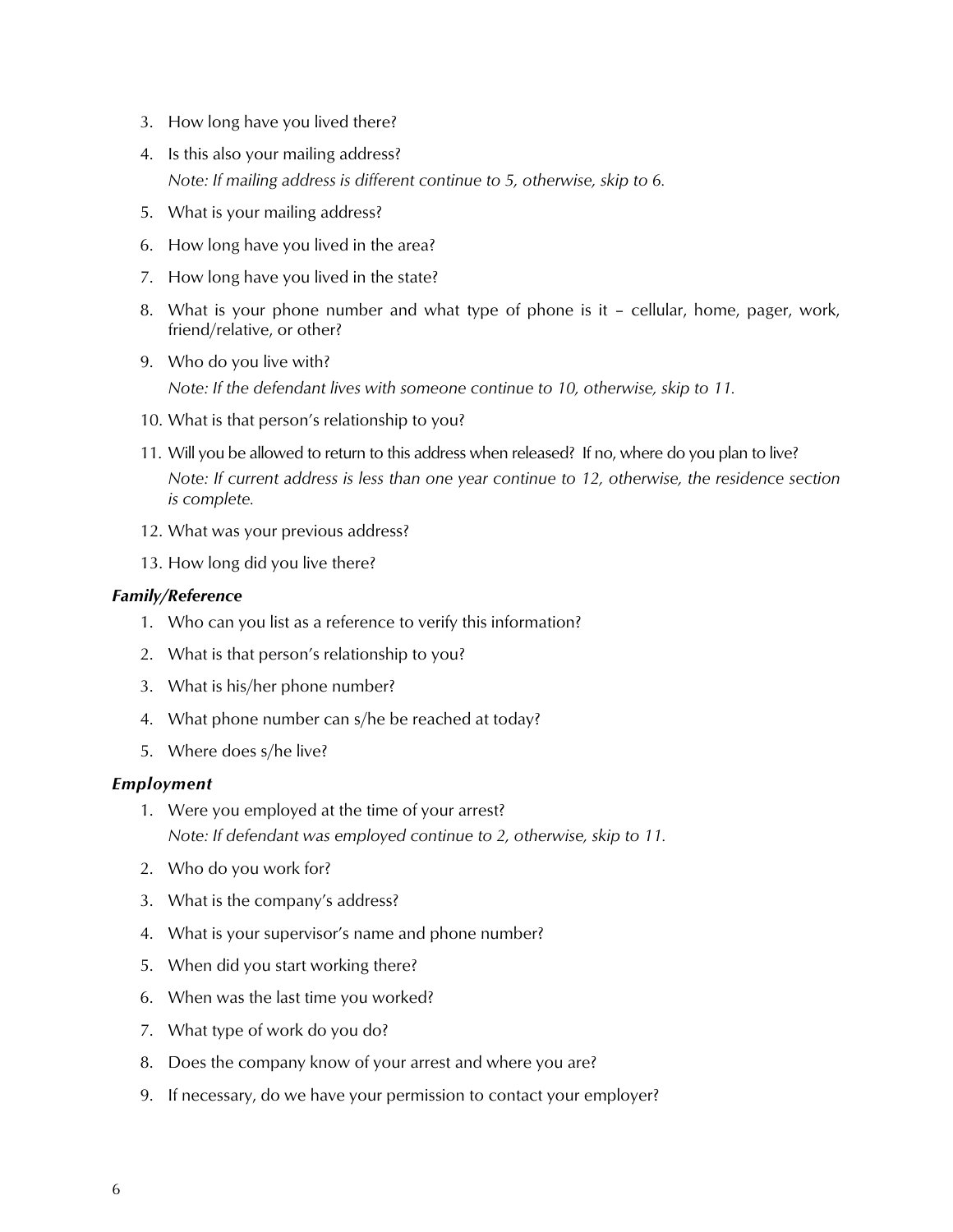3. How long have you lived there?
4. Is this also your mailing address?

   *Note: If mailing address is different continue to 5, otherwise, skip to 6.*
5. What is your mailing address?
6. How long have you lived in the area?
7. How long have you lived in the state?
8. What is your phone number and what type of phone is it – cellular, home, pager, work, friend/relative, or other?
9. Who do you live with?

   *Note: If the defendant lives with someone continue to 10, otherwise, skip to 11.*
10. What is that person's relationship to you?
11. Will you be allowed to return to this address when released? If no, where do you plan to live?

    *Note: If current address is less than one year continue to 12, otherwise, the residence section is complete.*
12. What was your previous address?
13. How long did you live there?

### *Family/Reference*

1. Who can you list as a reference to verify this information?
2. What is that person's relationship to you?
3. What is his/her phone number?
4. What phone number can s/he be reached at today?
5. Where does s/he live?

### *Employment*

1. Were you employed at the time of your arrest?

   *Note: If defendant was employed continue to 2, otherwise, skip to 11.*
2. Who do you work for?
3. What is the company's address?
4. What is your supervisor's name and phone number?
5. When did you start working there?
6. When was the last time you worked?
7. What type of work do you do?
8. Does the company know of your arrest and where you are?
9. If necessary, do we have your permission to contact your employer?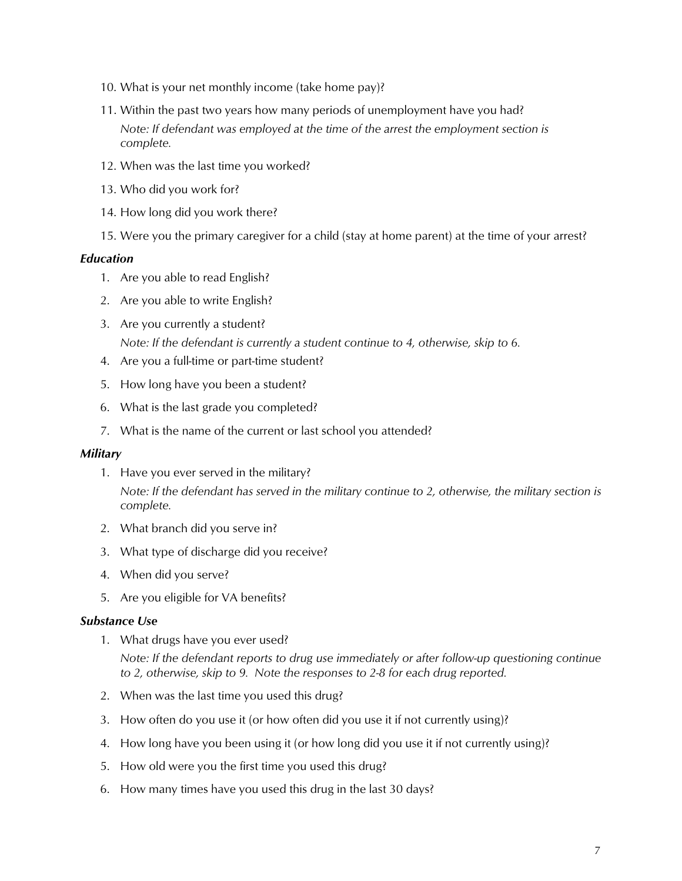10. What is your net monthly income (take home pay)?
11. Within the past two years how many periods of unemployment have you had?

    *Note: If defendant was employed at the time of the arrest the employment section is complete.*
12. When was the last time you worked?
13. Who did you work for?
14. How long did you work there?
15. Were you the primary caregiver for a child (stay at home parent) at the time of your arrest?

***Education***

1. Are you able to read English?
2. Are you able to write English?
3. Are you currently a student?

   *Note: If the defendant is currently a student continue to 4, otherwise, skip to 6.*
4. Are you a full-time or part-time student?
5. How long have you been a student?
6. What is the last grade you completed?
7. What is the name of the current or last school you attended?

***Military***

1. Have you ever served in the military?

   *Note: If the defendant has served in the military continue to 2, otherwise, the military section is complete.*
2. What branch did you serve in?
3. What type of discharge did you receive?
4. When did you serve?
5. Are you eligible for VA benefits?

***Substance Use***

1. What drugs have you ever used?

   *Note: If the defendant reports to drug use immediately or after follow-up questioning continue to 2, otherwise, skip to 9. Note the responses to 2-8 for each drug reported.*
2. When was the last time you used this drug?
3. How often do you use it (or how often did you use it if not currently using)?
4. How long have you been using it (or how long did you use it if not currently using)?
5. How old were you the first time you used this drug?
6. How many times have you used this drug in the last 30 days?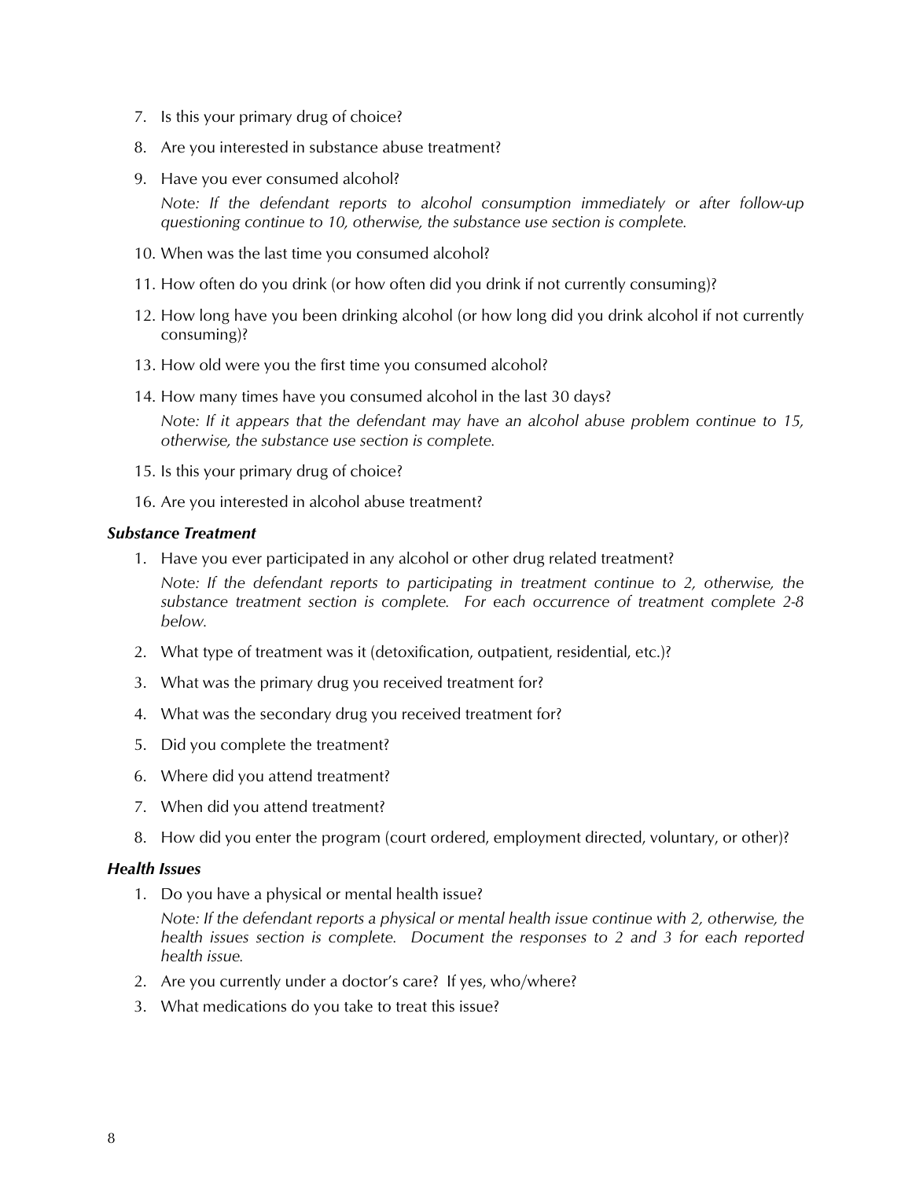7. Is this your primary drug of choice?
8. Are you interested in substance abuse treatment?
9. Have you ever consumed alcohol?

   *Note: If the defendant reports to alcohol consumption immediately or after follow-up questioning continue to 10, otherwise, the substance use section is complete.*

10. When was the last time you consumed alcohol?
11. How often do you drink (or how often did you drink if not currently consuming)?
12. How long have you been drinking alcohol (or how long did you drink alcohol if not currently consuming)?
13. How old were you the first time you consumed alcohol?
14. How many times have you consumed alcohol in the last 30 days?

    *Note: If it appears that the defendant may have an alcohol abuse problem continue to 15, otherwise, the substance use section is complete.*

15. Is this your primary drug of choice?
16. Are you interested in alcohol abuse treatment?

### *Substance Treatment*

1. Have you ever participated in any alcohol or other drug related treatment?

   *Note: If the defendant reports to participating in treatment continue to 2, otherwise, the substance treatment section is complete. For each occurrence of treatment complete 2-8 below.*

2. What type of treatment was it (detoxification, outpatient, residential, etc.)?
3. What was the primary drug you received treatment for?
4. What was the secondary drug you received treatment for?
5. Did you complete the treatment?
6. Where did you attend treatment?
7. When did you attend treatment?
8. How did you enter the program (court ordered, employment directed, voluntary, or other)?

### *Health Issues*

1. Do you have a physical or mental health issue?

   *Note: If the defendant reports a physical or mental health issue continue with 2, otherwise, the health issues section is complete. Document the responses to 2 and 3 for each reported health issue.*

2. Are you currently under a doctor's care? If yes, who/where?
3. What medications do you take to treat this issue?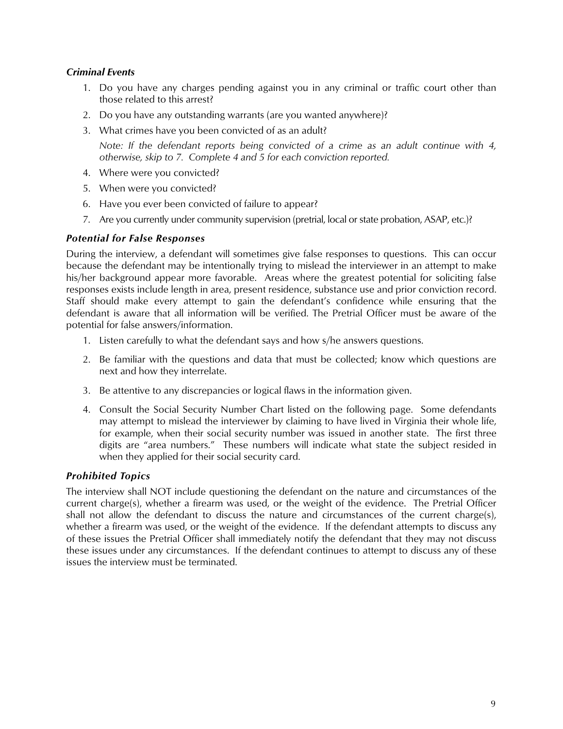### *Criminal Events*

1. Do you have any charges pending against you in any criminal or traffic court other than those related to this arrest?
2. Do you have any outstanding warrants (are you wanted anywhere)?
3. What crimes have you been convicted of as an adult?

   *Note: If the defendant reports being convicted of a crime as an adult continue with 4, otherwise, skip to 7. Complete 4 and 5 for each conviction reported.*
4. Where were you convicted?
5. When were you convicted?
6. Have you ever been convicted of failure to appear?
7. Are you currently under community supervision (pretrial, local or state probation, ASAP, etc.)?

### *Potential for False Responses*

During the interview, a defendant will sometimes give false responses to questions. This can occur because the defendant may be intentionally trying to mislead the interviewer in an attempt to make his/her background appear more favorable. Areas where the greatest potential for soliciting false responses exists include length in area, present residence, substance use and prior conviction record. Staff should make every attempt to gain the defendant's confidence while ensuring that the defendant is aware that all information will be verified. The Pretrial Officer must be aware of the potential for false answers/information.

1. Listen carefully to what the defendant says and how s/he answers questions.
2. Be familiar with the questions and data that must be collected; know which questions are next and how they interrelate.
3. Be attentive to any discrepancies or logical flaws in the information given.
4. Consult the Social Security Number Chart listed on the following page. Some defendants may attempt to mislead the interviewer by claiming to have lived in Virginia their whole life, for example, when their social security number was issued in another state. The first three digits are "area numbers." These numbers will indicate what state the subject resided in when they applied for their social security card.

### *Prohibited Topics*

The interview shall NOT include questioning the defendant on the nature and circumstances of the current charge(s), whether a firearm was used, or the weight of the evidence. The Pretrial Officer shall not allow the defendant to discuss the nature and circumstances of the current charge(s), whether a firearm was used, or the weight of the evidence. If the defendant attempts to discuss any of these issues the Pretrial Officer shall immediately notify the defendant that they may not discuss these issues under any circumstances. If the defendant continues to attempt to discuss any of these issues the interview must be terminated.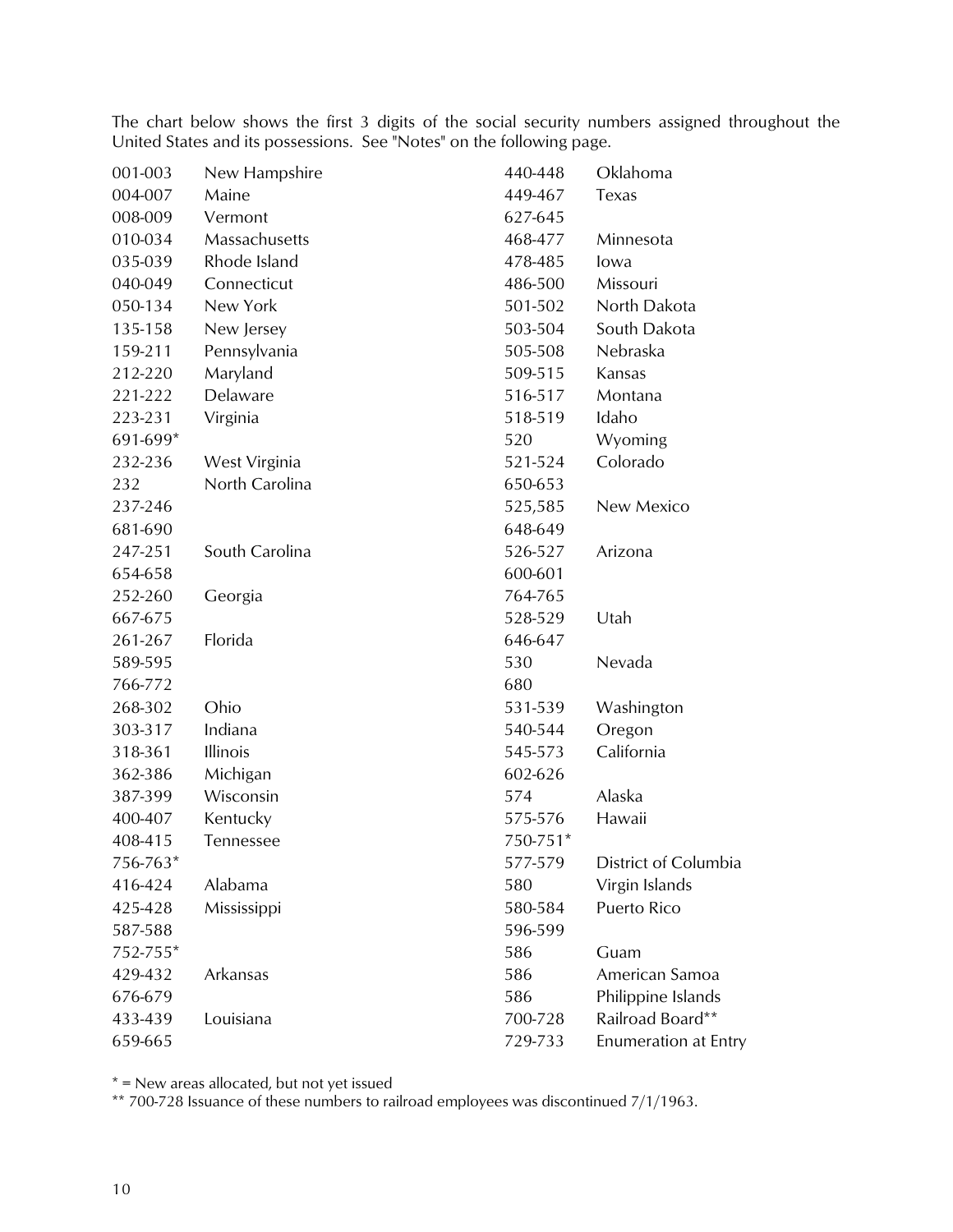The chart below shows the first 3 digits of the social security numbers assigned throughout the United States and its possessions. See "Notes" on the following page.

| Numbers | State |
|---|---|
| 001-003 | New Hampshire |
| 004-007 | Maine |
| 008-009 | Vermont |
| 010-034 | Massachusetts |
| 035-039 | Rhode Island |
| 040-049 | Connecticut |
| 050-134 | New York |
| 135-158 | New Jersey |
| 159-211 | Pennsylvania |
| 212-220 | Maryland |
| 221-222 | Delaware |
| 223-231 | Virginia |
| 691-699* | |
| 232-236 | West Virginia |
| 232 | North Carolina |
| 237-246 | |
| 681-690 | |
| 247-251 | South Carolina |
| 654-658 | |
| 252-260 | Georgia |
| 667-675 | |
| 261-267 | Florida |
| 589-595 | |
| 766-772 | |
| 268-302 | Ohio |
| 303-317 | Indiana |
| 318-361 | Illinois |
| 362-386 | Michigan |
| 387-399 | Wisconsin |
| 400-407 | Kentucky |
| 408-415 | Tennessee |
| 756-763* | |
| 416-424 | Alabama |
| 425-428 | Mississippi |
| 587-588 | |
| 752-755* | |
| 429-432 | Arkansas |
| 676-679 | |
| 433-439 | Louisiana |
| 659-665 | |
| 440-448 | Oklahoma |
| 449-467 | Texas |
| 627-645 | |
| 468-477 | Minnesota |
| 478-485 | Iowa |
| 486-500 | Missouri |
| 501-502 | North Dakota |
| 503-504 | South Dakota |
| 505-508 | Nebraska |
| 509-515 | Kansas |
| 516-517 | Montana |
| 518-519 | Idaho |
| 520 | Wyoming |
| 521-524 | Colorado |
| 650-653 | |
| 525,585 | New Mexico |
| 648-649 | |
| 526-527 | Arizona |
| 600-601 | |
| 764-765 | |
| 528-529 | Utah |
| 646-647 | |
| 530 | Nevada |
| 680 | |
| 531-539 | Washington |
| 540-544 | Oregon |
| 545-573 | California |
| 602-626 | |
| 574 | Alaska |
| 575-576 | Hawaii |
| 750-751* | |
| 577-579 | District of Columbia |
| 580 | Virgin Islands |
| 580-584 | Puerto Rico |
| 596-599 | |
| 586 | Guam |
| 586 | American Samoa |
| 586 | Philippine Islands |
| 700-728 | Railroad Board** |
| 729-733 | Enumeration at Entry |

* = New areas allocated, but not yet issued

** 700-728 Issuance of these numbers to railroad employees was discontinued 7/1/1963.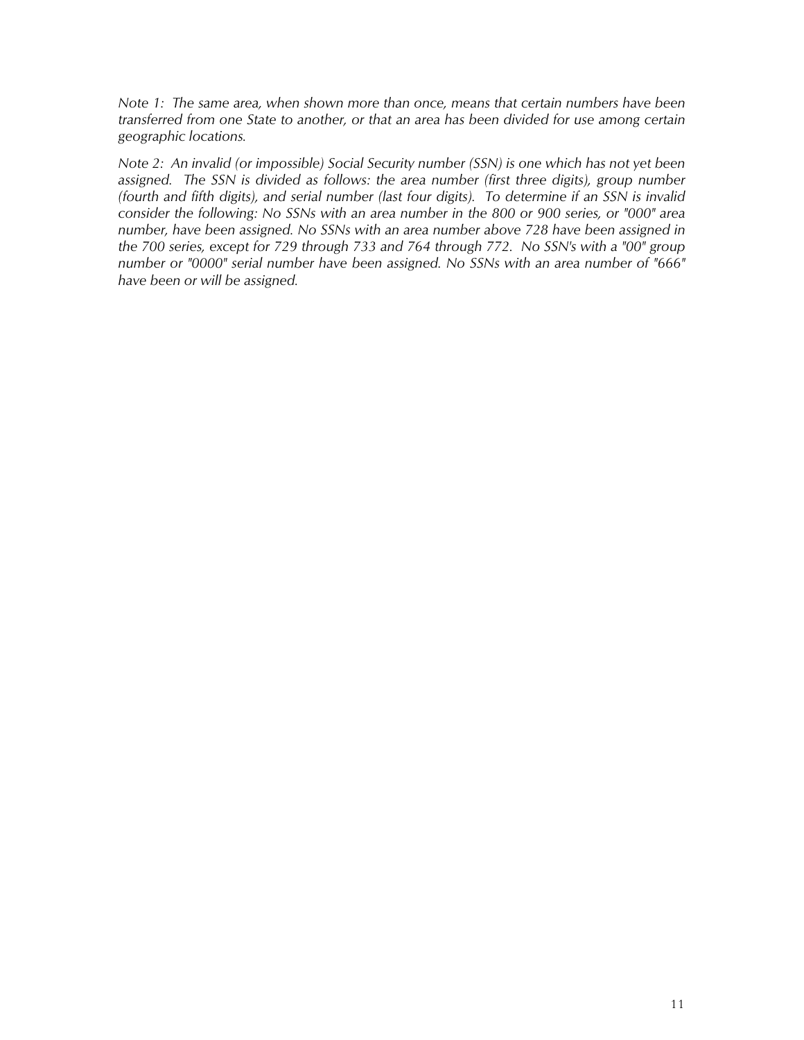*Note 1: The same area, when shown more than once, means that certain numbers have been transferred from one State to another, or that an area has been divided for use among certain geographic locations.*

*Note 2: An invalid (or impossible) Social Security number (SSN) is one which has not yet been assigned. The SSN is divided as follows: the area number (first three digits), group number (fourth and fifth digits), and serial number (last four digits). To determine if an SSN is invalid consider the following: No SSNs with an area number in the 800 or 900 series, or "000" area number, have been assigned. No SSNs with an area number above 728 have been assigned in the 700 series, except for 729 through 733 and 764 through 772. No SSN's with a "00" group number or "0000" serial number have been assigned. No SSNs with an area number of "666" have been or will be assigned.*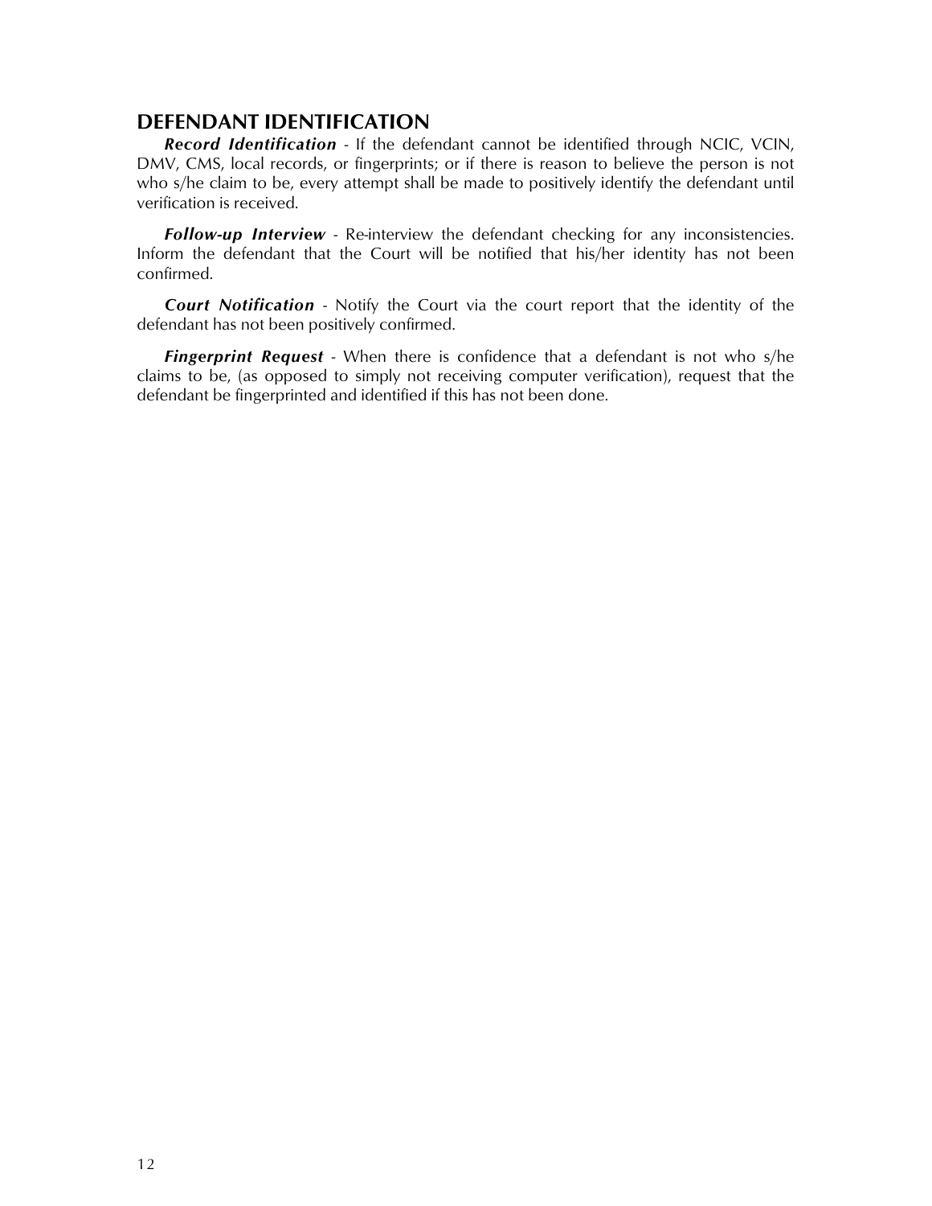## DEFENDANT IDENTIFICATION

***Record Identification*** - If the defendant cannot be identified through NCIC, VCIN, DMV, CMS, local records, or fingerprints; or if there is reason to believe the person is not who s/he claim to be, every attempt shall be made to positively identify the defendant until verification is received.

***Follow-up Interview*** - Re-interview the defendant checking for any inconsistencies. Inform the defendant that the Court will be notified that his/her identity has not been confirmed.

***Court Notification*** - Notify the Court via the court report that the identity of the defendant has not been positively confirmed.

***Fingerprint Request*** - When there is confidence that a defendant is not who s/he claims to be, (as opposed to simply not receiving computer verification), request that the defendant be fingerprinted and identified if this has not been done.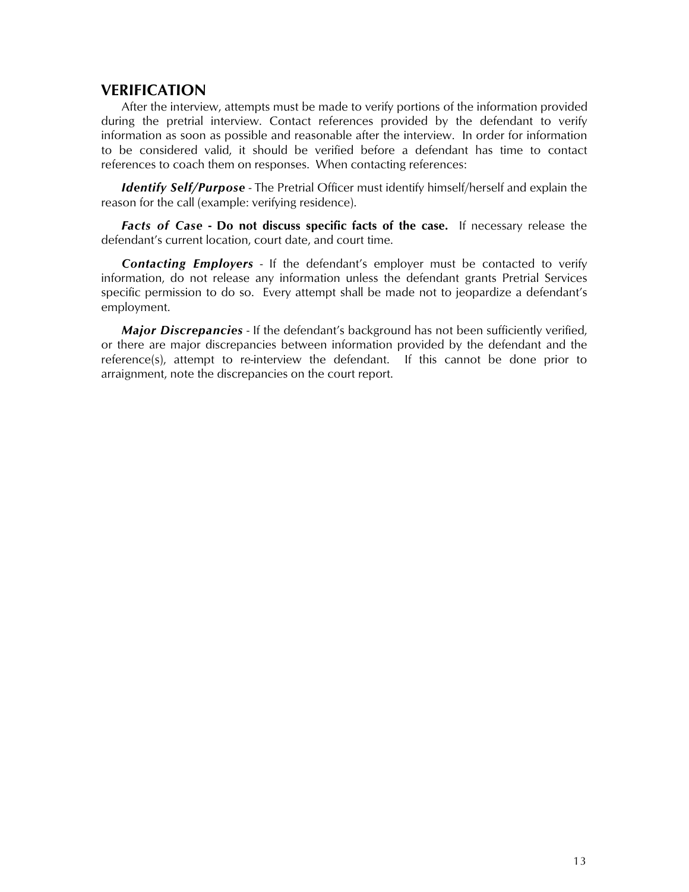## VERIFICATION

After the interview, attempts must be made to verify portions of the information provided during the pretrial interview. Contact references provided by the defendant to verify information as soon as possible and reasonable after the interview. In order for information to be considered valid, it should be verified before a defendant has time to contact references to coach them on responses. When contacting references:

***Identify Self/Purpose*** - The Pretrial Officer must identify himself/herself and explain the reason for the call (example: verifying residence).

***Facts of Case*** **- Do not discuss specific facts of the case.** If necessary release the defendant's current location, court date, and court time.

***Contacting Employers*** - If the defendant's employer must be contacted to verify information, do not release any information unless the defendant grants Pretrial Services specific permission to do so. Every attempt shall be made not to jeopardize a defendant's employment.

***Major Discrepancies*** - If the defendant's background has not been sufficiently verified, or there are major discrepancies between information provided by the defendant and the reference(s), attempt to re-interview the defendant. If this cannot be done prior to arraignment, note the discrepancies on the court report.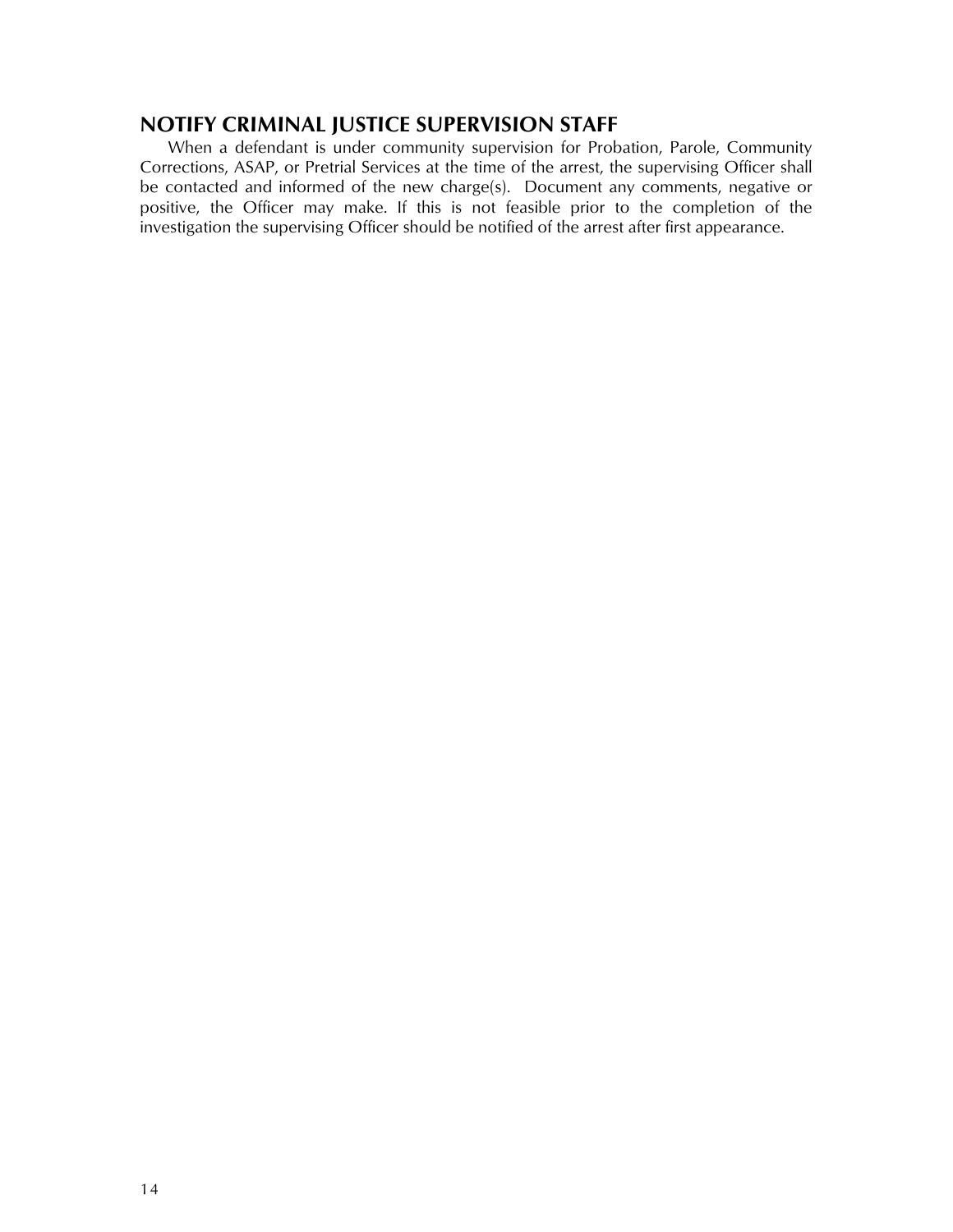## NOTIFY CRIMINAL JUSTICE SUPERVISION STAFF

When a defendant is under community supervision for Probation, Parole, Community Corrections, ASAP, or Pretrial Services at the time of the arrest, the supervising Officer shall be contacted and informed of the new charge(s). Document any comments, negative or positive, the Officer may make. If this is not feasible prior to the completion of the investigation the supervising Officer should be notified of the arrest after first appearance.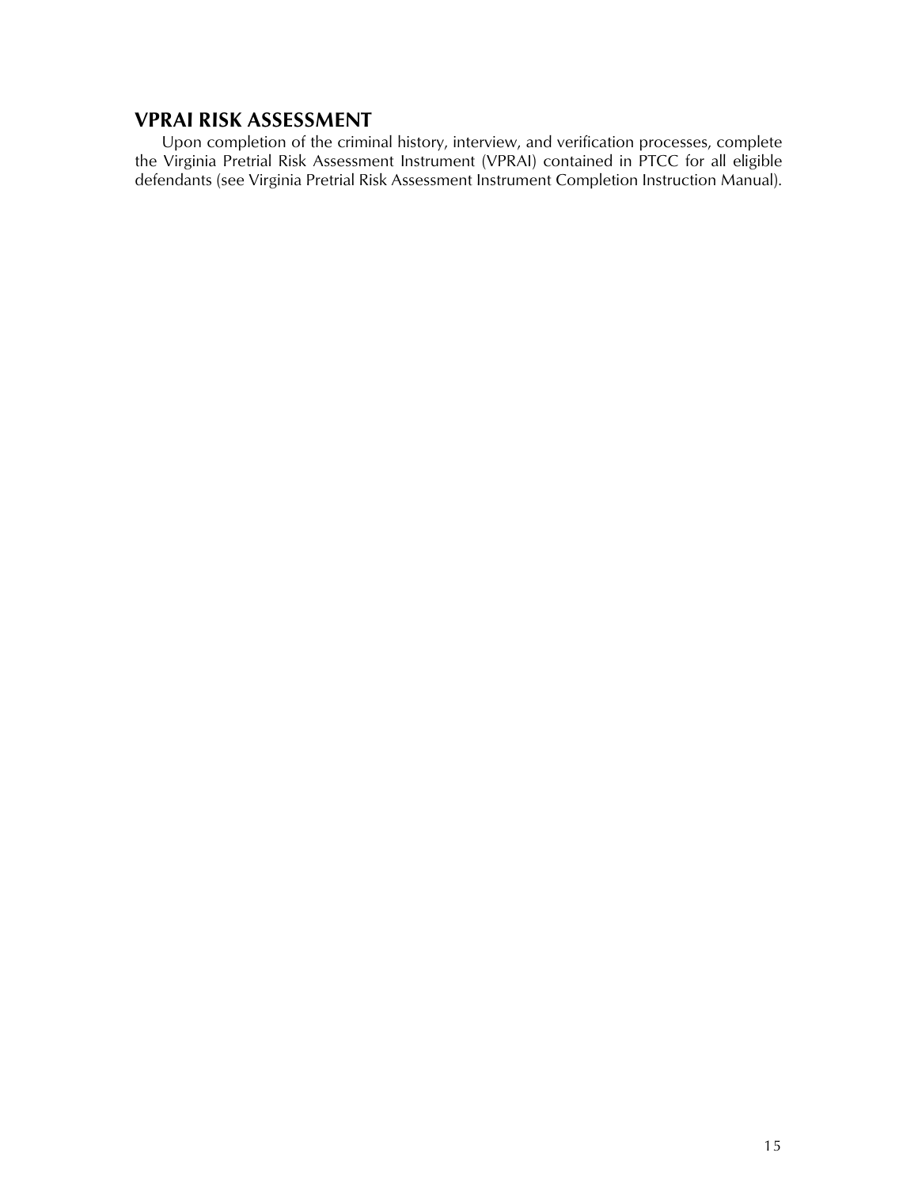## VPRAI RISK ASSESSMENT

Upon completion of the criminal history, interview, and verification processes, complete the Virginia Pretrial Risk Assessment Instrument (VPRAI) contained in PTCC for all eligible defendants (see Virginia Pretrial Risk Assessment Instrument Completion Instruction Manual).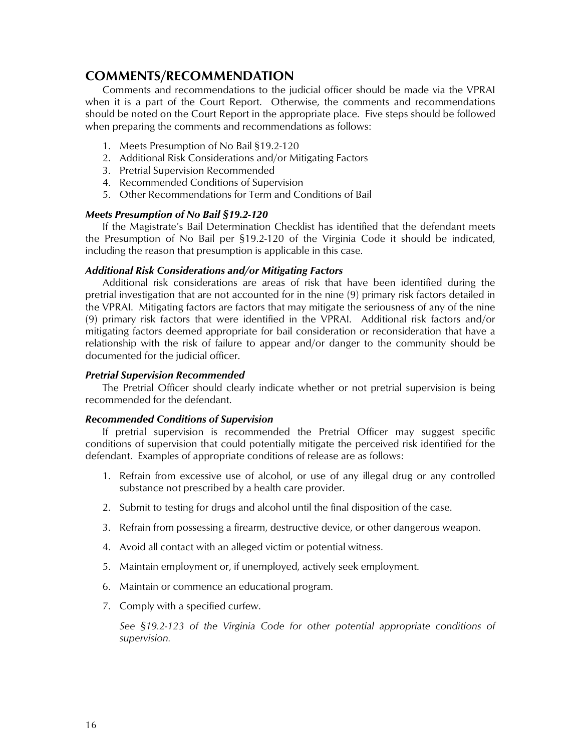## COMMENTS/RECOMMENDATION

Comments and recommendations to the judicial officer should be made via the VPRAI when it is a part of the Court Report. Otherwise, the comments and recommendations should be noted on the Court Report in the appropriate place. Five steps should be followed when preparing the comments and recommendations as follows:

1. Meets Presumption of No Bail §19.2-120
2. Additional Risk Considerations and/or Mitigating Factors
3. Pretrial Supervision Recommended
4. Recommended Conditions of Supervision
5. Other Recommendations for Term and Conditions of Bail

### *Meets Presumption of No Bail §19.2-120*

If the Magistrate's Bail Determination Checklist has identified that the defendant meets the Presumption of No Bail per §19.2-120 of the Virginia Code it should be indicated, including the reason that presumption is applicable in this case.

### *Additional Risk Considerations and/or Mitigating Factors*

Additional risk considerations are areas of risk that have been identified during the pretrial investigation that are not accounted for in the nine (9) primary risk factors detailed in the VPRAI. Mitigating factors are factors that may mitigate the seriousness of any of the nine (9) primary risk factors that were identified in the VPRAI. Additional risk factors and/or mitigating factors deemed appropriate for bail consideration or reconsideration that have a relationship with the risk of failure to appear and/or danger to the community should be documented for the judicial officer.

### *Pretrial Supervision Recommended*

The Pretrial Officer should clearly indicate whether or not pretrial supervision is being recommended for the defendant.

### *Recommended Conditions of Supervision*

If pretrial supervision is recommended the Pretrial Officer may suggest specific conditions of supervision that could potentially mitigate the perceived risk identified for the defendant. Examples of appropriate conditions of release are as follows:

1. Refrain from excessive use of alcohol, or use of any illegal drug or any controlled substance not prescribed by a health care provider.

2. Submit to testing for drugs and alcohol until the final disposition of the case.

3. Refrain from possessing a firearm, destructive device, or other dangerous weapon.

4. Avoid all contact with an alleged victim or potential witness.

5. Maintain employment or, if unemployed, actively seek employment.

6. Maintain or commence an educational program.

7. Comply with a specified curfew.

   *See §19.2-123 of the Virginia Code for other potential appropriate conditions of supervision.*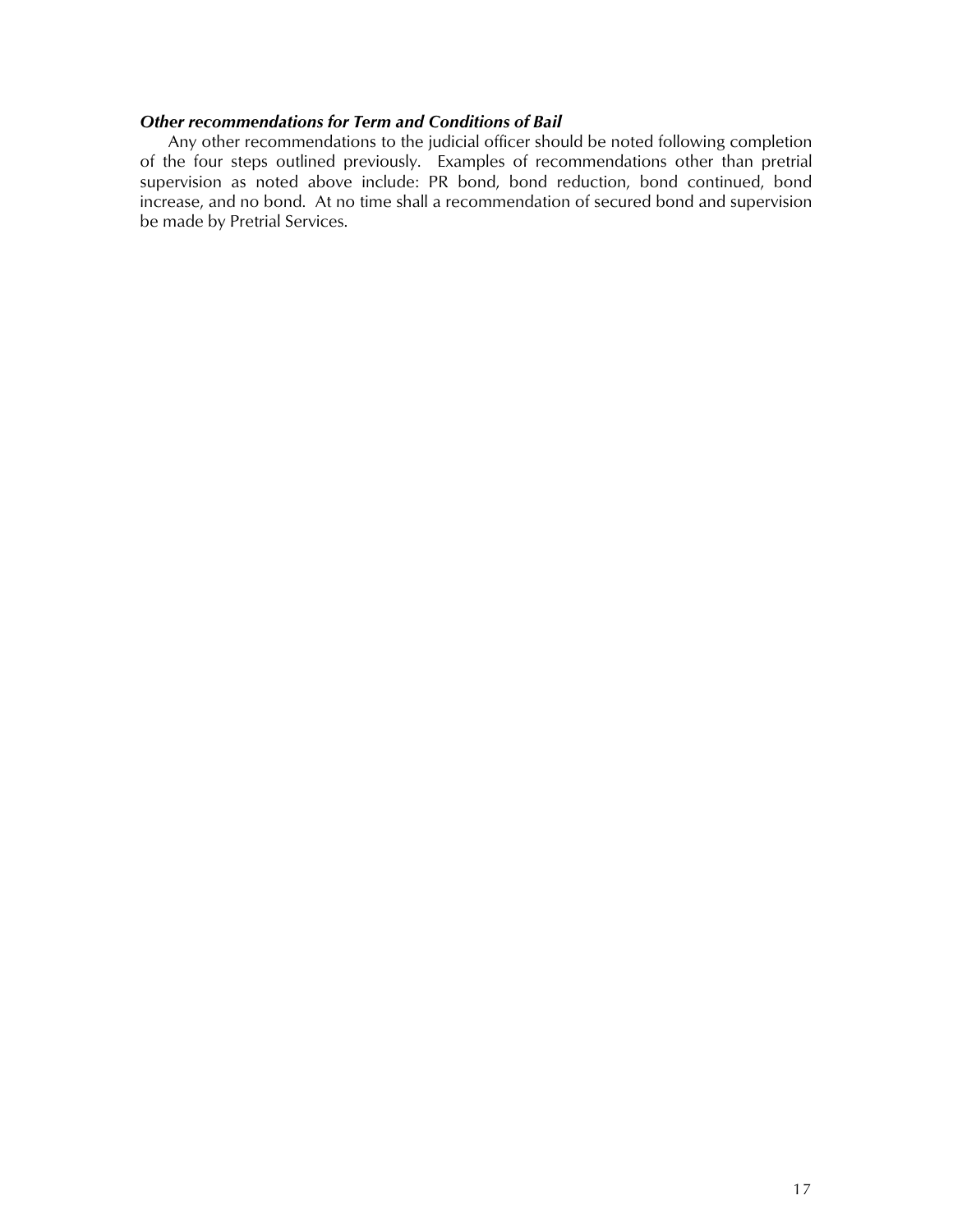***Other recommendations for Term and Conditions of Bail***

Any other recommendations to the judicial officer should be noted following completion of the four steps outlined previously. Examples of recommendations other than pretrial supervision as noted above include: PR bond, bond reduction, bond continued, bond increase, and no bond. At no time shall a recommendation of secured bond and supervision be made by Pretrial Services.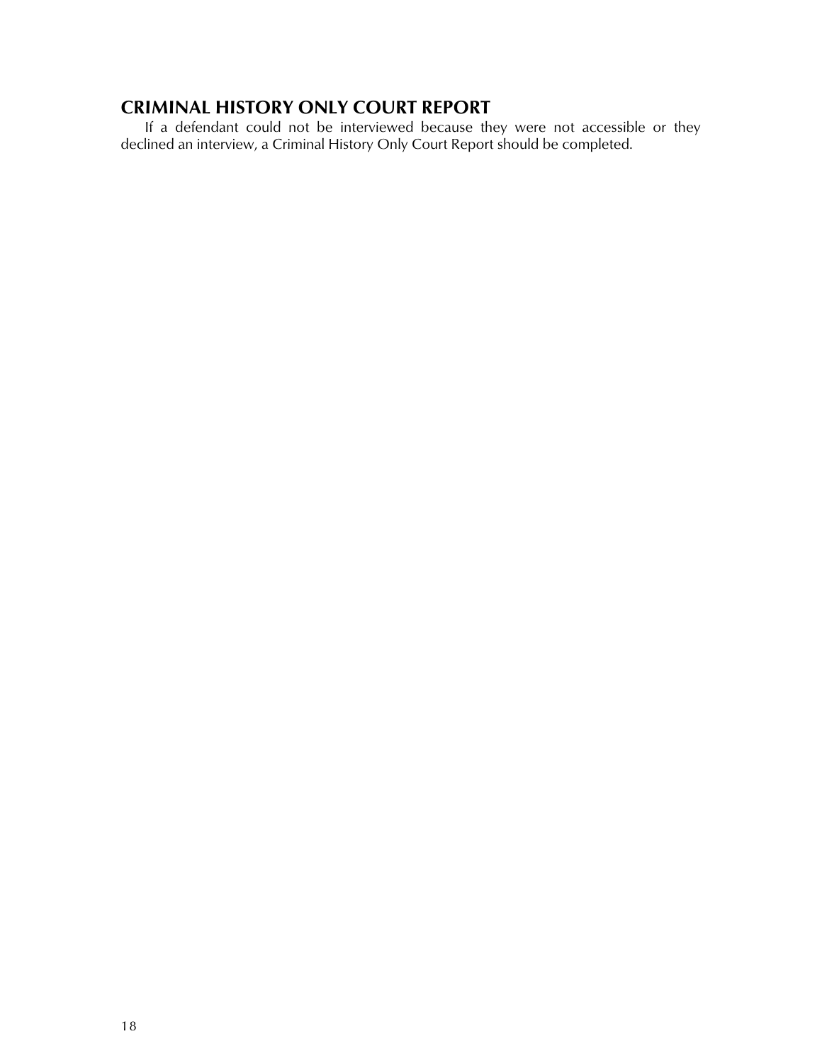## CRIMINAL HISTORY ONLY COURT REPORT

If a defendant could not be interviewed because they were not accessible or they declined an interview, a Criminal History Only Court Report should be completed.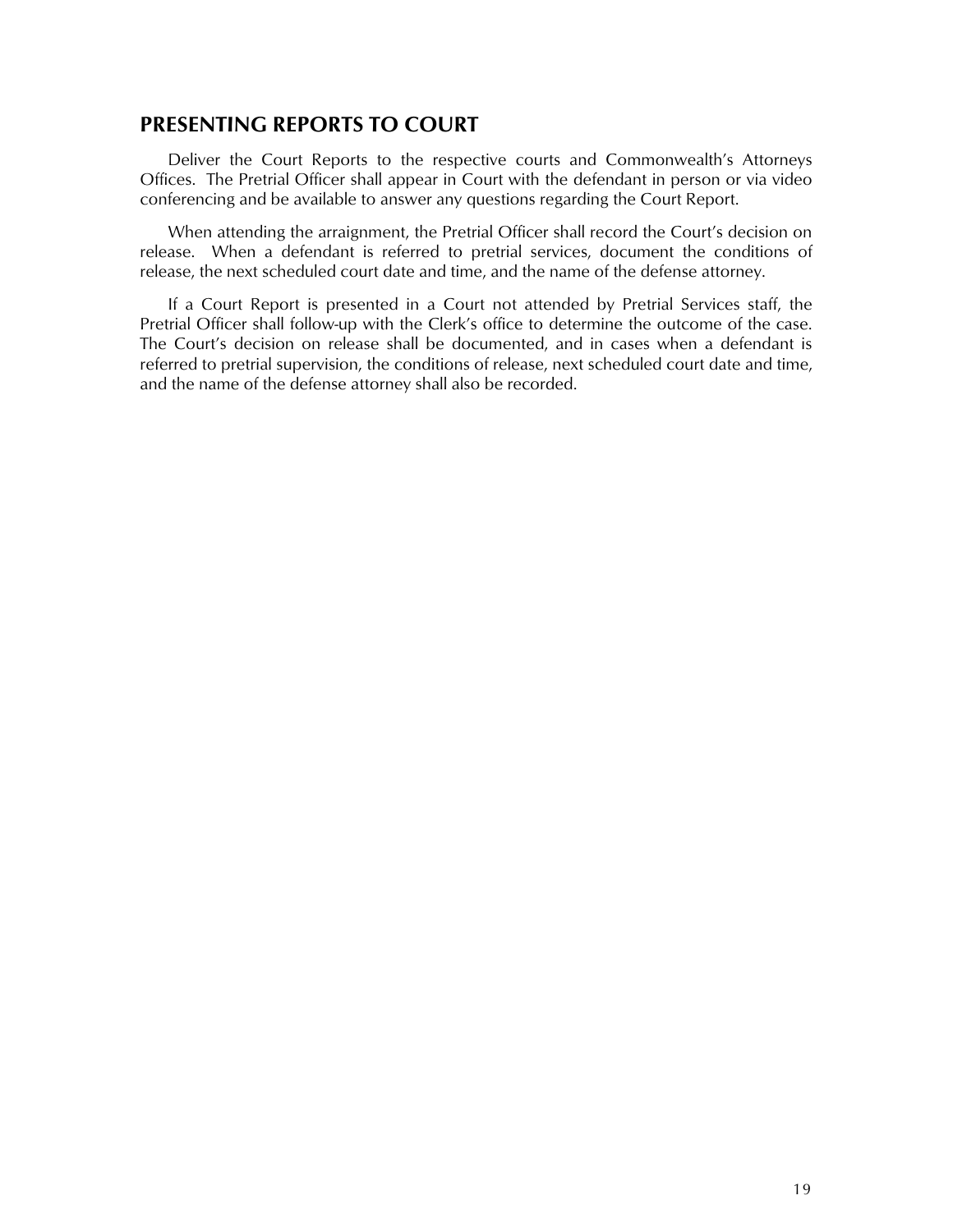## PRESENTING REPORTS TO COURT

Deliver the Court Reports to the respective courts and Commonwealth's Attorneys Offices. The Pretrial Officer shall appear in Court with the defendant in person or via video conferencing and be available to answer any questions regarding the Court Report.

When attending the arraignment, the Pretrial Officer shall record the Court's decision on release. When a defendant is referred to pretrial services, document the conditions of release, the next scheduled court date and time, and the name of the defense attorney.

If a Court Report is presented in a Court not attended by Pretrial Services staff, the Pretrial Officer shall follow-up with the Clerk's office to determine the outcome of the case. The Court's decision on release shall be documented, and in cases when a defendant is referred to pretrial supervision, the conditions of release, next scheduled court date and time, and the name of the defense attorney shall also be recorded.